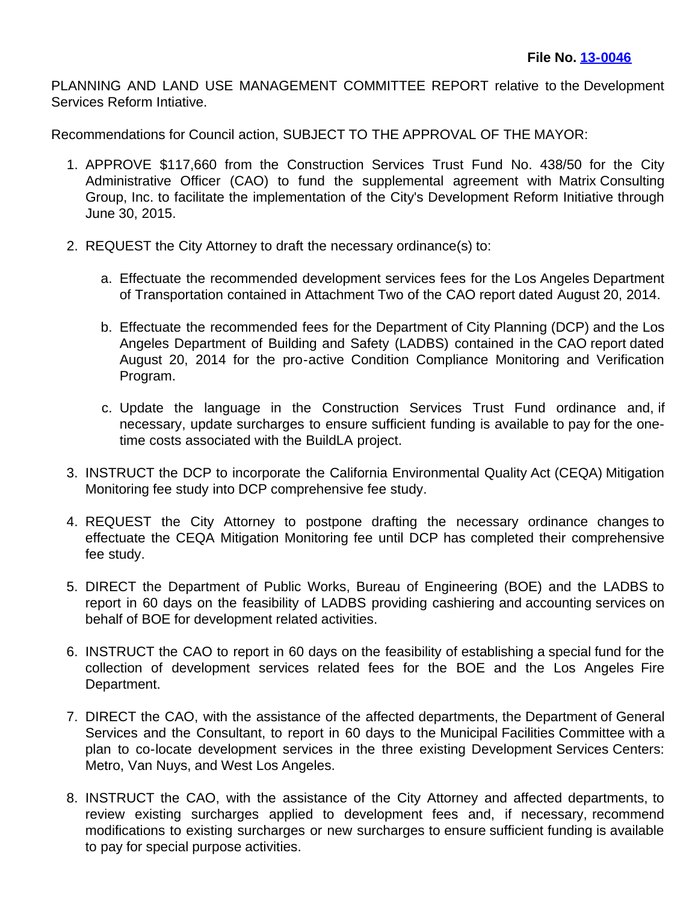**File No. [13-0046]**

PLANNING AND LAND USE MANAGEMENT COMMITTEE REPORT relative to the Development Services Reform Intiative.

Recommendations for Council action, SUBJECT TO THE APPROVAL OF THE MAYOR:

1. APPROVE $117,660 from the Construction Services Trust Fund No. 438/50 for the City Administrative Officer (CAO) to fund the supplemental agreement with Matrix Consulting Group, Inc. to facilitate the implementation of the City's Development Reform Initiative through June 30, 2015.

2. REQUEST the City Attorney to draft the necessary ordinance(s) to:

   a. Effectuate the recommended development services fees for the Los Angeles Department of Transportation contained in Attachment Two of the CAO report dated August 20, 2014.

   b. Effectuate the recommended fees for the Department of City Planning (DCP) and the Los Angeles Department of Building and Safety (LADBS) contained in the CAO report dated August 20, 2014 for the pro-active Condition Compliance Monitoring and Verification Program.

   c. Update the language in the Construction Services Trust Fund ordinance and, if necessary, update surcharges to ensure sufficient funding is available to pay for the one-time costs associated with the BuildLA project.

3. INSTRUCT the DCP to incorporate the California Environmental Quality Act (CEQA) Mitigation Monitoring fee study into DCP comprehensive fee study.

4. REQUEST the City Attorney to postpone drafting the necessary ordinance changes to effectuate the CEQA Mitigation Monitoring fee until DCP has completed their comprehensive fee study.

5. DIRECT the Department of Public Works, Bureau of Engineering (BOE) and the LADBS to report in 60 days on the feasibility of LADBS providing cashiering and accounting services on behalf of BOE for development related activities.

6. INSTRUCT the CAO to report in 60 days on the feasibility of establishing a special fund for the collection of development services related fees for the BOE and the Los Angeles Fire Department.

7. DIRECT the CAO, with the assistance of the affected departments, the Department of General Services and the Consultant, to report in 60 days to the Municipal Facilities Committee with a plan to co-locate development services in the three existing Development Services Centers: Metro, Van Nuys, and West Los Angeles.

8. INSTRUCT the CAO, with the assistance of the City Attorney and affected departments, to review existing surcharges applied to development fees and, if necessary, recommend modifications to existing surcharges or new surcharges to ensure sufficient funding is available to pay for special purpose activities.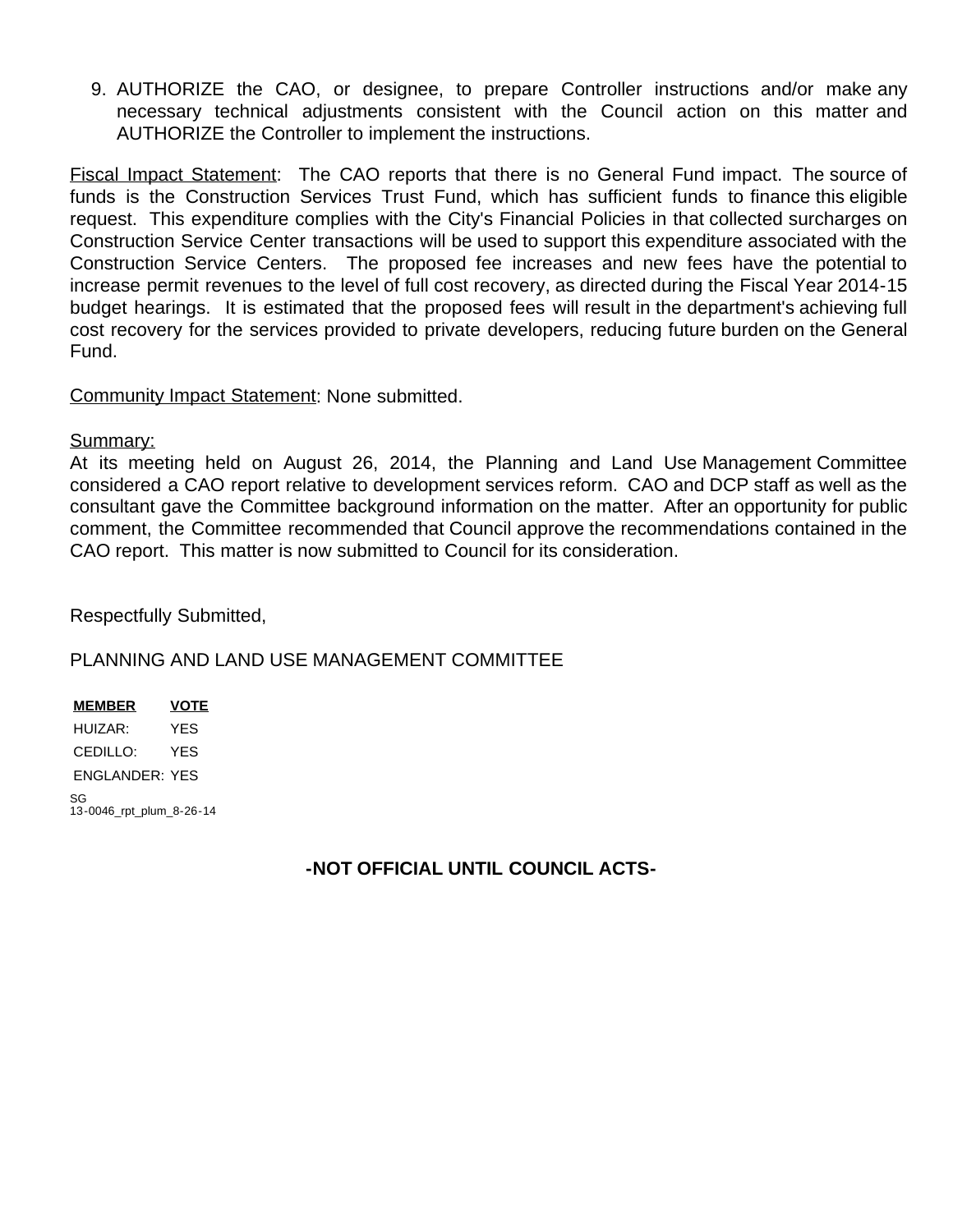9. AUTHORIZE the CAO, or designee, to prepare Controller instructions and/or make any necessary technical adjustments consistent with the Council action on this matter and AUTHORIZE the Controller to implement the instructions.

Fiscal Impact Statement: The CAO reports that there is no General Fund impact. The source of funds is the Construction Services Trust Fund, which has sufficient funds to finance this eligible request. This expenditure complies with the City's Financial Policies in that collected surcharges on Construction Service Center transactions will be used to support this expenditure associated with the Construction Service Centers. The proposed fee increases and new fees have the potential to increase permit revenues to the level of full cost recovery, as directed during the Fiscal Year 2014-15 budget hearings. It is estimated that the proposed fees will result in the department's achieving full cost recovery for the services provided to private developers, reducing future burden on the General Fund.

Community Impact Statement: None submitted.

Summary:
At its meeting held on August 26, 2014, the Planning and Land Use Management Committee considered a CAO report relative to development services reform. CAO and DCP staff as well as the consultant gave the Committee background information on the matter. After an opportunity for public comment, the Committee recommended that Council approve the recommendations contained in the CAO report. This matter is now submitted to Council for its consideration.

Respectfully Submitted,

PLANNING AND LAND USE MANAGEMENT COMMITTEE

| MEMBER | VOTE |
| --- | --- |
| HUIZAR: | YES |
| CEDILLO: | YES |
| ENGLANDER: | YES |

SG
13-0046_rpt_plum_8-26-14

**-NOT OFFICIAL UNTIL COUNCIL ACTS-**